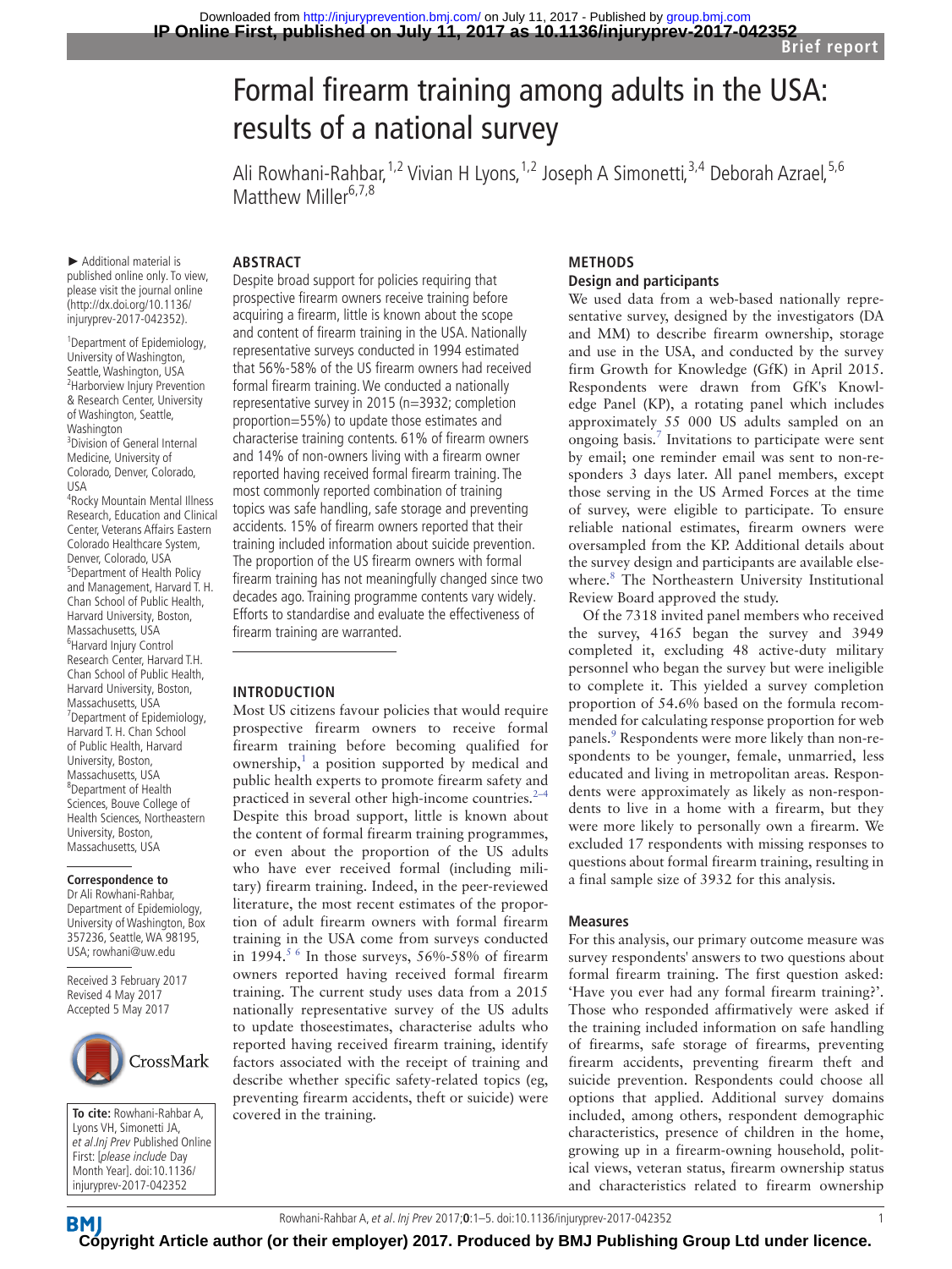# Formal firearm training among adults in the USA: results of a national survey

Ali Rowhani-Rahbar,[1,2] Vivian H Lyons,[1,2] Joseph A Simonetti,[3,4] Deborah Azrael,[5,6] Matthew Miller[6,7,8]

► Additional material is published online only. To view, please visit the journal online (http://dx.doi.org/10.1136/injuryprev-2017-042352).

[1]Department of Epidemiology, University of Washington, Seattle, Washington, USA
[2]Harborview Injury Prevention & Research Center, University of Washington, Seattle, Washington
[3]Division of General Internal Medicine, University of Colorado, Denver, Colorado, USA
[4]Rocky Mountain Mental Illness Research, Education and Clinical Center, Veterans Affairs Eastern Colorado Healthcare System, Denver, Colorado, USA
[5]Department of Health Policy and Management, Harvard T. H. Chan School of Public Health, Harvard University, Boston, Massachusetts, USA
[6]Harvard Injury Control Research Center, Harvard T.H. Chan School of Public Health, Harvard University, Boston, Massachusetts, USA
[7]Department of Epidemiology, Harvard T. H. Chan School of Public Health, Harvard University, Boston, Massachusetts, USA
[8]Department of Health Sciences, Bouve College of Health Sciences, Northeastern University, Boston, Massachusetts, USA

**Correspondence to**
Dr Ali Rowhani-Rahbar, Department of Epidemiology, University of Washington, Box 357236, Seattle, WA 98195, USA; rowhani@uw.edu

Received 3 February 2017
Revised 4 May 2017
Accepted 5 May 2017

**To cite:** Rowhani-Rahbar A, Lyons VH, Simonetti JA, *et al.Inj Prev* Published Online First: [*please include* Day Month Year]. doi:10.1136/injuryprev-2017-042352

## ABSTRACT

Despite broad support for policies requiring that prospective firearm owners receive training before acquiring a firearm, little is known about the scope and content of firearm training in the USA. Nationally representative surveys conducted in 1994 estimated that 56%-58% of the US firearm owners had received formal firearm training. We conducted a nationally representative survey in 2015 (n=3932; completion proportion=55%) to update those estimates and characterise training contents. 61% of firearm owners and 14% of non-owners living with a firearm owner reported having received formal firearm training. The most commonly reported combination of training topics was safe handling, safe storage and preventing accidents. 15% of firearm owners reported that their training included information about suicide prevention. The proportion of the US firearm owners with formal firearm training has not meaningfully changed since two decades ago. Training programme contents vary widely. Efforts to standardise and evaluate the effectiveness of firearm training are warranted.

## INTRODUCTION

Most US citizens favour policies that would require prospective firearm owners to receive formal firearm training before becoming qualified for ownership,[1] a position supported by medical and public health experts to promote firearm safety and practiced in several other high-income countries.[2–4] Despite this broad support, little is known about the content of formal firearm training programmes, or even about the proportion of the US adults who have ever received formal (including military) firearm training. Indeed, in the peer-reviewed literature, the most recent estimates of the proportion of adult firearm owners with formal firearm training in the USA come from surveys conducted in 1994.[5 6] In those surveys, 56%-58% of firearm owners reported having received formal firearm training. The current study uses data from a 2015 nationally representative survey of the US adults to update thoseestimates, characterise adults who reported having received firearm training, identify factors associated with the receipt of training and describe whether specific safety-related topics (eg, preventing firearm accidents, theft or suicide) were covered in the training.

## METHODS

### Design and participants

We used data from a web-based nationally representative survey, designed by the investigators (DA and MM) to describe firearm ownership, storage and use in the USA, and conducted by the survey firm Growth for Knowledge (GfK) in April 2015. Respondents were drawn from GfK's Knowledge Panel (KP), a rotating panel which includes approximately 55 000 US adults sampled on an ongoing basis.[7] Invitations to participate were sent by email; one reminder email was sent to non-responders 3 days later. All panel members, except those serving in the US Armed Forces at the time of survey, were eligible to participate. To ensure reliable national estimates, firearm owners were oversampled from the KP. Additional details about the survey design and participants are available elsewhere.[8] The Northeastern University Institutional Review Board approved the study.

Of the 7318 invited panel members who received the survey, 4165 began the survey and 3949 completed it, excluding 48 active-duty military personnel who began the survey but were ineligible to complete it. This yielded a survey completion proportion of 54.6% based on the formula recommended for calculating response proportion for web panels.[9] Respondents were more likely than non-respondents to be younger, female, unmarried, less educated and living in metropolitan areas. Respondents were approximately as likely as non-respondents to live in a home with a firearm, but they were more likely to personally own a firearm. We excluded 17 respondents with missing responses to questions about formal firearm training, resulting in a final sample size of 3932 for this analysis.

### Measures

For this analysis, our primary outcome measure was survey respondents' answers to two questions about formal firearm training. The first question asked: 'Have you ever had any formal firearm training?'. Those who responded affirmatively were asked if the training included information on safe handling of firearms, safe storage of firearms, preventing firearm accidents, preventing firearm theft and suicide prevention. Respondents could choose all options that applied. Additional survey domains included, among others, respondent demographic characteristics, presence of children in the home, growing up in a firearm-owning household, political views, veteran status, firearm ownership status and characteristics related to firearm ownership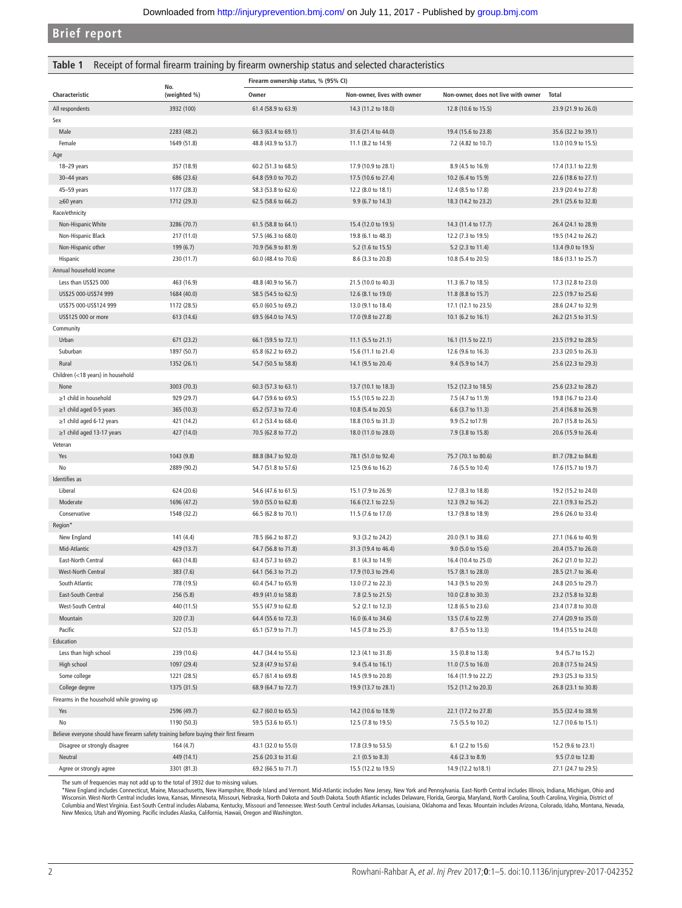## Brief report

**Table 1** Receipt of formal firearm training by firearm ownership status and selected characteristics

| Characteristic | No. (weighted %) | Firearm ownership status, % (95% CI) | | | |
|---|---|---|---|---|---|
| | | Owner | Non-owner, lives with owner | Non-owner, does not live with owner | Total |
| All respondents | 3932 (100) | 61.4 (58.9 to 63.9) | 14.3 (11.2 to 18.0) | 12.8 (10.6 to 15.5) | 23.9 (21.9 to 26.0) |
| Sex | | | | | |
| Male | 2283 (48.2) | 66.3 (63.4 to 69.1) | 31.6 (21.4 to 44.0) | 19.4 (15.6 to 23.8) | 35.6 (32.2 to 39.1) |
| Female | 1649 (51.8) | 48.8 (43.9 to 53.7) | 11.1 (8.2 to 14.9) | 7.2 (4.82 to 10.7) | 13.0 (10.9 to 15.5) |
| Age | | | | | |
| 18–29 years | 357 (18.9) | 60.2 (51.3 to 68.5) | 17.9 (10.9 to 28.1) | 8.9 (4.5 to 16.9) | 17.4 (13.1 to 22.9) |
| 30–44 years | 686 (23.6) | 64.8 (59.0 to 70.2) | 17.5 (10.6 to 27.4) | 10.2 (6.4 to 15.9) | 22.6 (18.6 to 27.1) |
| 45–59 years | 1177 (28.3) | 58.3 (53.8 to 62.6) | 12.2 (8.0 to 18.1) | 12.4 (8.5 to 17.8) | 23.9 (20.4 to 27.8) |
| ≥60 years | 1712 (29.3) | 62.5 (58.6 to 66.2) | 9.9 (6.7 to 14.3) | 18.3 (14.2 to 23.2) | 29.1 (25.6 to 32.8) |
| Race/ethnicity | | | | | |
| Non-Hispanic White | 3286 (70.7) | 61.5 (58.8 to 64.1) | 15.4 (12.0 to 19.5) | 14.3 (11.4 to 17.7) | 26.4 (24.1 to 28.9) |
| Non-Hispanic Black | 217 (11.0) | 57.5 (46.3 to 68.0) | 19.8 (6.1 to 48.3) | 12.2 (7.3 to 19.5) | 19.5 (14.2 to 26.2) |
| Non-Hispanic other | 199 (6.7) | 70.9 (56.9 to 81.9) | 5.2 (1.6 to 15.5) | 5.2 (2.3 to 11.4) | 13.4 (9.0 to 19.5) |
| Hispanic | 230 (11.7) | 60.0 (48.4 to 70.6) | 8.6 (3.3 to 20.8) | 10.8 (5.4 to 20.5) | 18.6 (13.1 to 25.7) |
| Annual household income | | | | | |
| Less than US$25 000 | 463 (16.9) | 48.8 (40.9 to 56.7) | 21.5 (10.0 to 40.3) | 11.3 (6.7 to 18.5) | 17.3 (12.8 to 23.0) |
| US$25 000-US$74 999 | 1684 (40.0) | 58.5 (54.5 to 62.5) | 12.6 (8.1 to 19.0) | 11.8 (8.8 to 15.7) | 22.5 (19.7 to 25.6) |
| US$75 000-US$124 999 | 1172 (28.5) | 65.0 (60.5 to 69.2) | 13.0 (9.1 to 18.4) | 17.1 (12.1 to 23.5) | 28.6 (24.7 to 32.9) |
| US$125 000 or more | 613 (14.6) | 69.5 (64.0 to 74.5) | 17.0 (9.8 to 27.8) | 10.1 (6.2 to 16.1) | 26.2 (21.5 to 31.5) |
| Community | | | | | |
| Urban | 671 (23.2) | 66.1 (59.5 to 72.1) | 11.1 (5.5 to 21.1) | 16.1 (11.5 to 22.1) | 23.5 (19.2 to 28.5) |
| Suburban | 1897 (50.7) | 65.8 (62.2 to 69.2) | 15.6 (11.1 to 21.4) | 12.6 (9.6 to 16.3) | 23.3 (20.5 to 26.3) |
| Rural | 1352 (26.1) | 54.7 (50.5 to 58.8) | 14.1 (9.5 to 20.4) | 9.4 (5.9 to 14.7) | 25.6 (22.3 to 29.3) |
| Children (<18 years) in household | | | | | |
| None | 3003 (70.3) | 60.3 (57.3 to 63.1) | 13.7 (10.1 to 18.3) | 15.2 (12.3 to 18.5) | 25.6 (23.2 to 28.2) |
| ≥1 child in household | 929 (29.7) | 64.7 (59.6 to 69.5) | 15.5 (10.5 to 22.3) | 7.5 (4.7 to 11.9) | 19.8 (16.7 to 23.4) |
| ≥1 child aged 0-5 years | 365 (10.3) | 65.2 (57.3 to 72.4) | 10.8 (5.4 to 20.5) | 6.6 (3.7 to 11.3) | 21.4 (16.8 to 26.9) |
| ≥1 child aged 6-12 years | 421 (14.2) | 61.2 (53.4 to 68.4) | 18.8 (10.5 to 31.3) | 9.9 (5.2 to17.9) | 20.7 (15.8 to 26.5) |
| ≥1 child aged 13-17 years | 427 (14.0) | 70.5 (62.8 to 77.2) | 18.0 (11.0 to 28.0) | 7.9 (3.8 to 15.8) | 20.6 (15.9 to 26.4) |
| Veteran | | | | | |
| Yes | 1043 (9.8) | 88.8 (84.7 to 92.0) | 78.1 (51.0 to 92.4) | 75.7 (70.1 to 80.6) | 81.7 (78.2 to 84.8) |
| No | 2889 (90.2) | 54.7 (51.8 to 57.6) | 12.5 (9.6 to 16.2) | 7.6 (5.5 to 10.4) | 17.6 (15.7 to 19.7) |
| Identifies as | | | | | |
| Liberal | 624 (20.6) | 54.6 (47.6 to 61.5) | 15.1 (7.9 to 26.9) | 12.7 (8.3 to 18.8) | 19.2 (15.2 to 24.0) |
| Moderate | 1696 (47.2) | 59.0 (55.0 to 62.8) | 16.6 (12.1 to 22.5) | 12.3 (9.2 to 16.2) | 22.1 (19.3 to 25.2) |
| Conservative | 1548 (32.2) | 66.5 (62.8 to 70.1) | 11.5 (7.6 to 17.0) | 13.7 (9.8 to 18.9) | 29.6 (26.0 to 33.4) |
| Region* | | | | | |
| New England | 141 (4.4) | 78.5 (66.2 to 87.2) | 9.3 (3.2 to 24.2) | 20.0 (9.1 to 38.6) | 27.1 (16.6 to 40.9) |
| Mid-Atlantic | 429 (13.7) | 64.7 (56.8 to 71.8) | 31.3 (19.4 to 46.4) | 9.0 (5.0 to 15.6) | 20.4 (15.7 to 26.0) |
| East-North Central | 663 (14.8) | 63.4 (57.3 to 69.2) | 8.1 (4.3 to 14.9) | 16.4 (10.4 to 25.0) | 26.2 (21.0 to 32.2) |
| West-North Central | 383 (7.6) | 64.1 (56.3 to 71.2) | 17.9 (10.3 to 29.4) | 15.7 (8.1 to 28.0) | 28.5 (21.7 to 36.4) |
| South Atlantic | 778 (19.5) | 60.4 (54.7 to 65.9) | 13.0 (7.2 to 22.3) | 14.3 (9.5 to 20.9) | 24.8 (20.5 to 29.7) |
| East-South Central | 256 (5.8) | 49.9 (41.0 to 58.8) | 7.8 (2.5 to 21.5) | 10.0 (2.8 to 30.3) | 23.2 (15.8 to 32.8) |
| West-South Central | 440 (11.5) | 55.5 (47.9 to 62.8) | 5.2 (2.1 to 12.3) | 12.8 (6.5 to 23.6) | 23.4 (17.8 to 30.0) |
| Mountain | 320 (7.3) | 64.4 (55.6 to 72.3) | 16.0 (6.4 to 34.6) | 13.5 (7.6 to 22.9) | 27.4 (20.9 to 35.0) |
| Pacific | 522 (15.3) | 65.1 (57.9 to 71.7) | 14.5 (7.8 to 25.3) | 8.7 (5.5 to 13.3) | 19.4 (15.5 to 24.0) |
| Education | | | | | |
| Less than high school | 239 (10.6) | 44.7 (34.4 to 55.6) | 12.3 (4.1 to 31.8) | 3.5 (0.8 to 13.8) | 9.4 (5.7 to 15.2) |
| High school | 1097 (29.4) | 52.8 (47.9 to 57.6) | 9.4 (5.4 to 16.1) | 11.0 (7.5 to 16.0) | 20.8 (17.5 to 24.5) |
| Some college | 1221 (28.5) | 65.7 (61.4 to 69.8) | 14.5 (9.9 to 20.8) | 16.4 (11.9 to 22.2) | 29.3 (25.3 to 33.5) |
| College degree | 1375 (31.5) | 68.9 (64.7 to 72.7) | 19.9 (13.7 to 28.1) | 15.2 (11.2 to 20.3) | 26.8 (23.1 to 30.8) |
| Firearms in the household while growing up | | | | | |
| Yes | 2596 (49.7) | 62.7 (60.0 to 65.5) | 14.2 (10.6 to 18.9) | 22.1 (17.2 to 27.8) | 35.5 (32.4 to 38.9) |
| No | 1190 (50.3) | 59.5 (53.6 to 65.1) | 12.5 (7.8 to 19.5) | 7.5 (5.5 to 10.2) | 12.7 (10.6 to 15.1) |
| Believe everyone should have firearm safety training before buying their first firearm | | | | | |
| Disagree or strongly disagree | 164 (4.7) | 43.1 (32.0 to 55.0) | 17.8 (3.9 to 53.5) | 6.1 (2.2 to 15.6) | 15.2 (9.6 to 23.1) |
| Neutral | 449 (14.1) | 25.6 (20.3 to 31.6) | 2.1 (0.5 to 8.3) | 4.6 (2.3 to 8.9) | 9.5 (7.0 to 12.8) |
| Agree or strongly agree | 3301 (81.3) | 69.2 (66.5 to 71.7) | 15.5 (12.2 to 19.5) | 14.9 (12.2 to18.1) | 27.1 (24.7 to 29.5) |

The sum of frequencies may not add up to the total of 3932 due to missing values.

*New England includes Connecticut, Maine, Massachusetts, New Hampshire, Rhode Island and Vermont. Mid-Atlantic includes New Jersey, New York and Pennsylvania. East-North Central includes Illinois, Indiana, Michigan, Ohio and Wisconsin. West-North Central includes Iowa, Kansas, Minnesota, Missouri, Nebraska, North Dakota and South Dakota. South Atlantic includes Delaware, Florida, Georgia, Maryland, North Carolina, South Carolina, Virginia, District of Columbia and West Virginia. East-South Central includes Alabama, Kentucky, Missouri and Tennessee. West-South Central includes Arkansas, Louisiana, Oklahoma and Texas. Mountain includes Arizona, Colorado, Idaho, Montana, Nevada, New Mexico, Utah and Wyoming. Pacific includes Alaska, California, Hawaii, Oregon and Washington.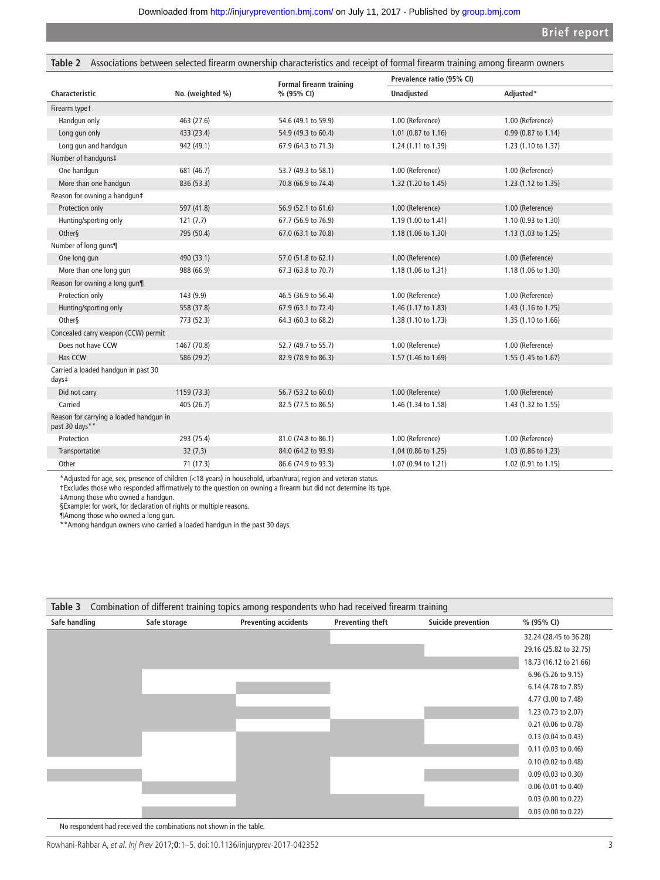**Table 2** Associations between selected firearm ownership characteristics and receipt of formal firearm training among firearm owners

| Characteristic | No. (weighted %) | Formal firearm training % (95% CI) | Prevalence ratio (95% CI) | |
|---|---|---|---|---|
| | | | Unadjusted | Adjusted* |
| Firearm type† | | | | |
| Handgun only | 463 (27.6) | 54.6 (49.1 to 59.9) | 1.00 (Reference) | 1.00 (Reference) |
| Long gun only | 433 (23.4) | 54.9 (49.3 to 60.4) | 1.01 (0.87 to 1.16) | 0.99 (0.87 to 1.14) |
| Long gun and handgun | 942 (49.1) | 67.9 (64.3 to 71.3) | 1.24 (1.11 to 1.39) | 1.23 (1.10 to 1.37) |
| Number of handguns‡ | | | | |
| One handgun | 681 (46.7) | 53.7 (49.3 to 58.1) | 1.00 (Reference) | 1.00 (Reference) |
| More than one handgun | 836 (53.3) | 70.8 (66.9 to 74.4) | 1.32 (1.20 to 1.45) | 1.23 (1.12 to 1.35) |
| Reason for owning a handgun‡ | | | | |
| Protection only | 597 (41.8) | 56.9 (52.1 to 61.6) | 1.00 (Reference) | 1.00 (Reference) |
| Hunting/sporting only | 121 (7.7) | 67.7 (56.9 to 76.9) | 1.19 (1.00 to 1.41) | 1.10 (0.93 to 1.30) |
| Other§ | 795 (50.4) | 67.0 (63.1 to 70.8) | 1.18 (1.06 to 1.30) | 1.13 (1.03 to 1.25) |
| Number of long guns¶ | | | | |
| One long gun | 490 (33.1) | 57.0 (51.8 to 62.1) | 1.00 (Reference) | 1.00 (Reference) |
| More than one long gun | 988 (66.9) | 67.3 (63.8 to 70.7) | 1.18 (1.06 to 1.31) | 1.18 (1.06 to 1.30) |
| Reason for owning a long gun¶ | | | | |
| Protection only | 143 (9.9) | 46.5 (36.9 to 56.4) | 1.00 (Reference) | 1.00 (Reference) |
| Hunting/sporting only | 558 (37.8) | 67.9 (63.1 to 72.4) | 1.46 (1.17 to 1.83) | 1.43 (1.16 to 1.75) |
| Other§ | 773 (52.3) | 64.3 (60.3 to 68.2) | 1.38 (1.10 to 1.73) | 1.35 (1.10 to 1.66) |
| Concealed carry weapon (CCW) permit | | | | |
| Does not have CCW | 1467 (70.8) | 52.7 (49.7 to 55.7) | 1.00 (Reference) | 1.00 (Reference) |
| Has CCW | 586 (29.2) | 82.9 (78.9 to 86.3) | 1.57 (1.46 to 1.69) | 1.55 (1.45 to 1.67) |
| Carried a loaded handgun in past 30 days‡ | | | | |
| Did not carry | 1159 (73.3) | 56.7 (53.2 to 60.0) | 1.00 (Reference) | 1.00 (Reference) |
| Carried | 405 (26.7) | 82.5 (77.5 to 86.5) | 1.46 (1.34 to 1.58) | 1.43 (1.32 to 1.55) |
| Reason for carrying a loaded handgun in past 30 days** | | | | |
| Protection | 293 (75.4) | 81.0 (74.8 to 86.1) | 1.00 (Reference) | 1.00 (Reference) |
| Transportation | 32 (7.3) | 84.0 (64.2 to 93.9) | 1.04 (0.86 to 1.25) | 1.03 (0.86 to 1.23) |
| Other | 71 (17.3) | 86.6 (74.9 to 93.3) | 1.07 (0.94 to 1.21) | 1.02 (0.91 to 1.15) |

*Adjusted for age, sex, presence of children (<18 years) in household, urban/rural, region and veteran status.
†Excludes those who responded affirmatively to the question on owning a firearm but did not determine its type.
‡Among those who owned a handgun.
§Example: for work, for declaration of rights or multiple reasons.
¶Among those who owned a long gun.
**Among handgun owners who carried a loaded handgun in the past 30 days.

**Table 3** Combination of different training topics among respondents who had received firearm training

| Safe handling | Safe storage | Preventing accidents | Preventing theft | Suicide prevention | % (95% CI) |
|---|---|---|---|---|---|
| ■ | ■ | ■ | | | 32.24 (28.45 to 36.28) |
| ■ | ■ | ■ | ■ | | 29.16 (25.82 to 32.75) |
| ■ | ■ | ■ | ■ | ■ | 18.73 (16.12 to 21.66) |
| ■ | | | | | 6.96 (5.26 to 9.15) |
| ■ | | ■ | | | 6.14 (4.78 to 7.85) |
| ■ | ■ | | | | 4.77 (3.00 to 7.48) |
| ■ | ■ | ■ | | ■ | 1.23 (0.73 to 2.07) |
| ■ | ■ | | ■ | | 0.21 (0.06 to 0.78) |
| ■ | | ■ | ■ | | 0.13 (0.04 to 0.43) |
| ■ | | ■ | ■ | ■ | 0.11 (0.03 to 0.46) |
| | | ■ | | | 0.10 (0.02 to 0.48) |
| ■ | | ■ | | ■ | 0.09 (0.03 to 0.30) |
| | ■ | ■ | | | 0.06 (0.01 to 0.40) |
| | | ■ | ■ | | 0.03 (0.00 to 0.22) |
| | ■ | ■ | ■ | ■ | 0.03 (0.00 to 0.22) |

No respondent had received the combinations not shown in the table.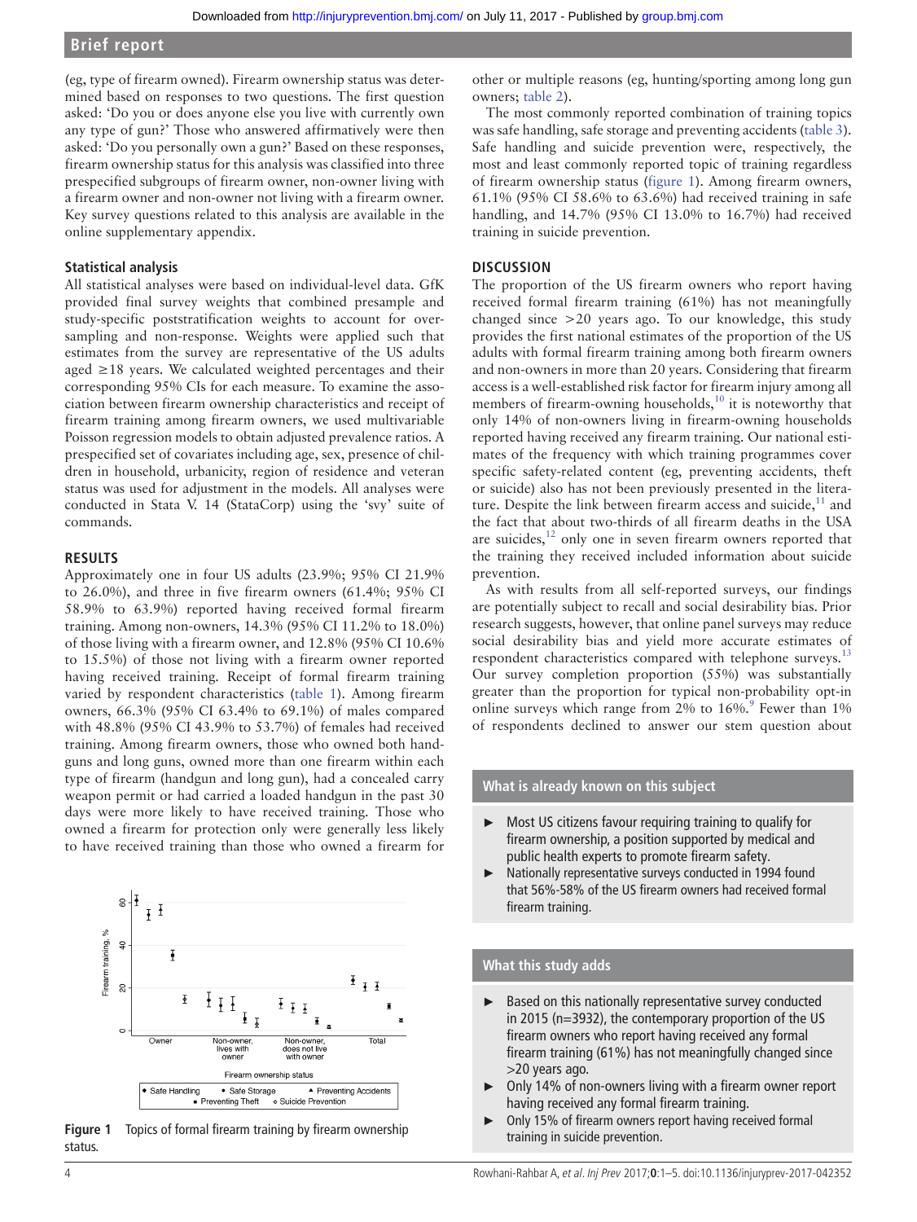(eg, type of firearm owned). Firearm ownership status was determined based on responses to two questions. The first question asked: 'Do you or does anyone else you live with currently own any type of gun?' Those who answered affirmatively were then asked: 'Do you personally own a gun?' Based on these responses, firearm ownership status for this analysis was classified into three prespecified subgroups of firearm owner, non-owner living with a firearm owner and non-owner not living with a firearm owner. Key survey questions related to this analysis are available in the online supplementary appendix.

### Statistical analysis

All statistical analyses were based on individual-level data. GfK provided final survey weights that combined presample and study-specific poststratification weights to account for oversampling and non-response. Weights were applied such that estimates from the survey are representative of the US adults aged ≥18 years. We calculated weighted percentages and their corresponding 95% CIs for each measure. To examine the association between firearm ownership characteristics and receipt of firearm training among firearm owners, we used multivariable Poisson regression models to obtain adjusted prevalence ratios. A prespecified set of covariates including age, sex, presence of children in household, urbanicity, region of residence and veteran status was used for adjustment in the models. All analyses were conducted in Stata V. 14 (StataCorp) using the 'svy' suite of commands.

## RESULTS

Approximately one in four US adults (23.9%; 95% CI 21.9% to 26.0%), and three in five firearm owners (61.4%; 95% CI 58.9% to 63.9%) reported having received formal firearm training. Among non-owners, 14.3% (95% CI 11.2% to 18.0%) of those living with a firearm owner, and 12.8% (95% CI 10.6% to 15.5%) of those not living with a firearm owner reported having received training. Receipt of formal firearm training varied by respondent characteristics (table 1). Among firearm owners, 66.3% (95% CI 63.4% to 69.1%) of males compared with 48.8% (95% CI 43.9% to 53.7%) of females had received training. Among firearm owners, those who owned both handguns and long guns, owned more than one firearm within each type of firearm (handgun and long gun), had a concealed carry weapon permit or had carried a loaded handgun in the past 30 days were more likely to have received training. Those who owned a firearm for protection only were generally less likely to have received training than those who owned a firearm for other or multiple reasons (eg, hunting/sporting among long gun owners; table 2).

The most commonly reported combination of training topics was safe handling, safe storage and preventing accidents (table 3). Safe handling and suicide prevention were, respectively, the most and least commonly reported topic of training regardless of firearm ownership status (figure 1). Among firearm owners, 61.1% (95% CI 58.6% to 63.6%) had received training in safe handling, and 14.7% (95% CI 13.0% to 16.7%) had received training in suicide prevention.

Figure 1 Topics of formal firearm training by firearm ownership status.

## DISCUSSION

The proportion of the US firearm owners who report having received formal firearm training (61%) has not meaningfully changed since >20 years ago. To our knowledge, this study provides the first national estimates of the proportion of the US adults with formal firearm training among both firearm owners and non-owners in more than 20 years. Considering that firearm access is a well-established risk factor for firearm injury among all members of firearm-owning households,[10] it is noteworthy that only 14% of non-owners living in firearm-owning households reported having received any firearm training. Our national estimates of the frequency with which training programmes cover specific safety-related content (eg, preventing accidents, theft or suicide) also has not been previously presented in the literature. Despite the link between firearm access and suicide,[11] and the fact that about two-thirds of all firearm deaths in the USA are suicides,[12] only one in seven firearm owners reported that the training they received included information about suicide prevention.

As with results from all self-reported surveys, our findings are potentially subject to recall and social desirability bias. Prior research suggests, however, that online panel surveys may reduce social desirability bias and yield more accurate estimates of respondent characteristics compared with telephone surveys.[13] Our survey completion proportion (55%) was substantially greater than the proportion for typical non-probability opt-in online surveys which range from 2% to 16%.[9] Fewer than 1% of respondents declined to answer our stem question about

### What is already known on this subject

- Most US citizens favour requiring training to qualify for firearm ownership, a position supported by medical and public health experts to promote firearm safety.
- Nationally representative surveys conducted in 1994 found that 56%-58% of the US firearm owners had received formal firearm training.

### What this study adds

- Based on this nationally representative survey conducted in 2015 (n=3932), the contemporary proportion of the US firearm owners who report having received any formal firearm training (61%) has not meaningfully changed since >20 years ago.
- Only 14% of non-owners living with a firearm owner report having received any formal firearm training.
- Only 15% of firearm owners report having received formal training in suicide prevention.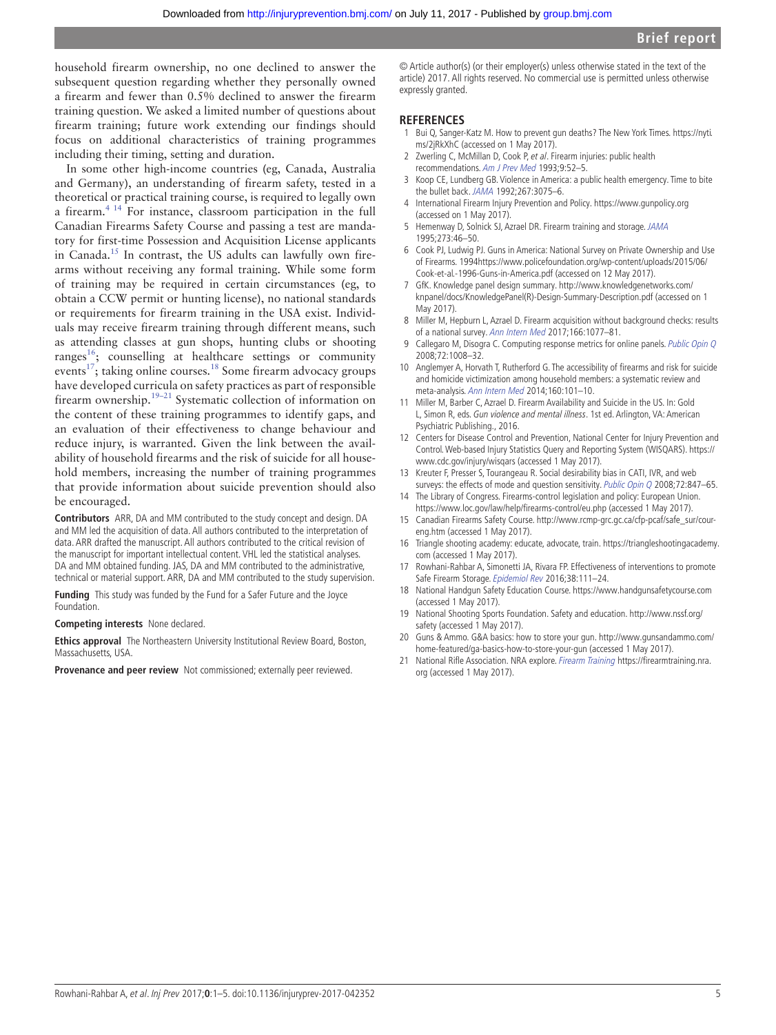household firearm ownership, no one declined to answer the subsequent question regarding whether they personally owned a firearm and fewer than 0.5% declined to answer the firearm training question. We asked a limited number of questions about firearm training; future work extending our findings should focus on additional characteristics of training programmes including their timing, setting and duration.

In some other high-income countries (eg, Canada, Australia and Germany), an understanding of firearm safety, tested in a theoretical or practical training course, is required to legally own a firearm.[4 14] For instance, classroom participation in the full Canadian Firearms Safety Course and passing a test are mandatory for first-time Possession and Acquisition License applicants in Canada.[15] In contrast, the US adults can lawfully own firearms without receiving any formal training. While some form of training may be required in certain circumstances (eg, to obtain a CCW permit or hunting license), no national standards or requirements for firearm training in the USA exist. Individuals may receive firearm training through different means, such as attending classes at gun shops, hunting clubs or shooting ranges[16]; counselling at healthcare settings or community events[17]; taking online courses.[18] Some firearm advocacy groups have developed curricula on safety practices as part of responsible firearm ownership.[19–21] Systematic collection of information on the content of these training programmes to identify gaps, and an evaluation of their effectiveness to change behaviour and reduce injury, is warranted. Given the link between the availability of household firearms and the risk of suicide for all household members, increasing the number of training programmes that provide information about suicide prevention should also be encouraged.

**Contributors** ARR, DA and MM contributed to the study concept and design. DA and MM led the acquisition of data. All authors contributed to the interpretation of data. ARR drafted the manuscript. All authors contributed to the critical revision of the manuscript for important intellectual content. VHL led the statistical analyses. DA and MM obtained funding. JAS, DA and MM contributed to the administrative, technical or material support. ARR, DA and MM contributed to the study supervision.

**Funding** This study was funded by the Fund for a Safer Future and the Joyce Foundation.

**Competing interests** None declared.

**Ethics approval** The Northeastern University Institutional Review Board, Boston, Massachusetts, USA.

**Provenance and peer review** Not commissioned; externally peer reviewed.

© Article author(s) (or their employer(s) unless otherwise stated in the text of the article) 2017. All rights reserved. No commercial use is permitted unless otherwise expressly granted.

## REFERENCES

1. Bui Q, Sanger-Katz M. How to prevent gun deaths? The New York Times. https://nyti.ms/2jRkXhC (accessed on 1 May 2017).
2. Zwerling C, McMillan D, Cook P, *et al*. Firearm injuries: public health recommendations. *Am J Prev Med* 1993;9:52–5.
3. Koop CE, Lundberg GB. Violence in America: a public health emergency. Time to bite the bullet back. *JAMA* 1992;267:3075–6.
4. International Firearm Injury Prevention and Policy. https://www.gunpolicy.org (accessed on 1 May 2017).
5. Hemenway D, Solnick SJ, Azrael DR. Firearm training and storage. *JAMA* 1995;273:46–50.
6. Cook PJ, Ludwig PJ. Guns in America: National Survey on Private Ownership and Use of Firearms. 1994https://www.policefoundation.org/wp-content/uploads/2015/06/Cook-et-al.-1996-Guns-in-America.pdf (accessed on 12 May 2017).
7. GfK. Knowledge panel design summary. http://www.knowledgenetworks.com/knpanel/docs/KnowledgePanel(R)-Design-Summary-Description.pdf (accessed on 1 May 2017).
8. Miller M, Hepburn L, Azrael D. Firearm acquisition without background checks: results of a national survey. *Ann Intern Med* 2017;166:1077–81.
9. Callegaro M, Disogra C. Computing response metrics for online panels. *Public Opin Q* 2008;72:1008–32.
10. Anglemyer A, Horvath T, Rutherford G. The accessibility of firearms and risk for suicide and homicide victimization among household members: a systematic review and meta-analysis. *Ann Intern Med* 2014;160:101–10.
11. Miller M, Barber C, Azrael D. Firearm Availability and Suicide in the US. In: Gold L, Simon R, eds. *Gun violence and mental illness*. 1st ed. Arlington, VA: American Psychiatric Publishing., 2016.
12. Centers for Disease Control and Prevention, National Center for Injury Prevention and Control. Web-based Injury Statistics Query and Reporting System (WISQARS). https://www.cdc.gov/injury/wisqars (accessed 1 May 2017).
13. Kreuter F, Presser S, Tourangeau R. Social desirability bias in CATI, IVR, and web surveys: the effects of mode and question sensitivity. *Public Opin Q* 2008;72:847–65.
14. The Library of Congress. Firearms-control legislation and policy: European Union. https://www.loc.gov/law/help/firearms-control/eu.php (accessed 1 May 2017).
15. Canadian Firearms Safety Course. http://www.rcmp-grc.gc.ca/cfp-pcaf/safe_sur/cour-eng.htm (accessed 1 May 2017).
16. Triangle shooting academy: educate, advocate, train. https://triangleshootingacademy.com (accessed 1 May 2017).
17. Rowhani-Rahbar A, Simonetti JA, Rivara FP. Effectiveness of interventions to promote Safe Firearm Storage. *Epidemiol Rev* 2016;38:111–24.
18. National Handgun Safety Education Course. https://www.handgunsafetycourse.com (accessed 1 May 2017).
19. National Shooting Sports Foundation. Safety and education. http://www.nssf.org/safety (accessed 1 May 2017).
20. Guns & Ammo. G&A basics: how to store your gun. http://www.gunsandammo.com/home-featured/ga-basics-how-to-store-your-gun (accessed 1 May 2017).
21. National Rifle Association. NRA explore. *Firearm Training* https://firearmtraining.nra.org (accessed 1 May 2017).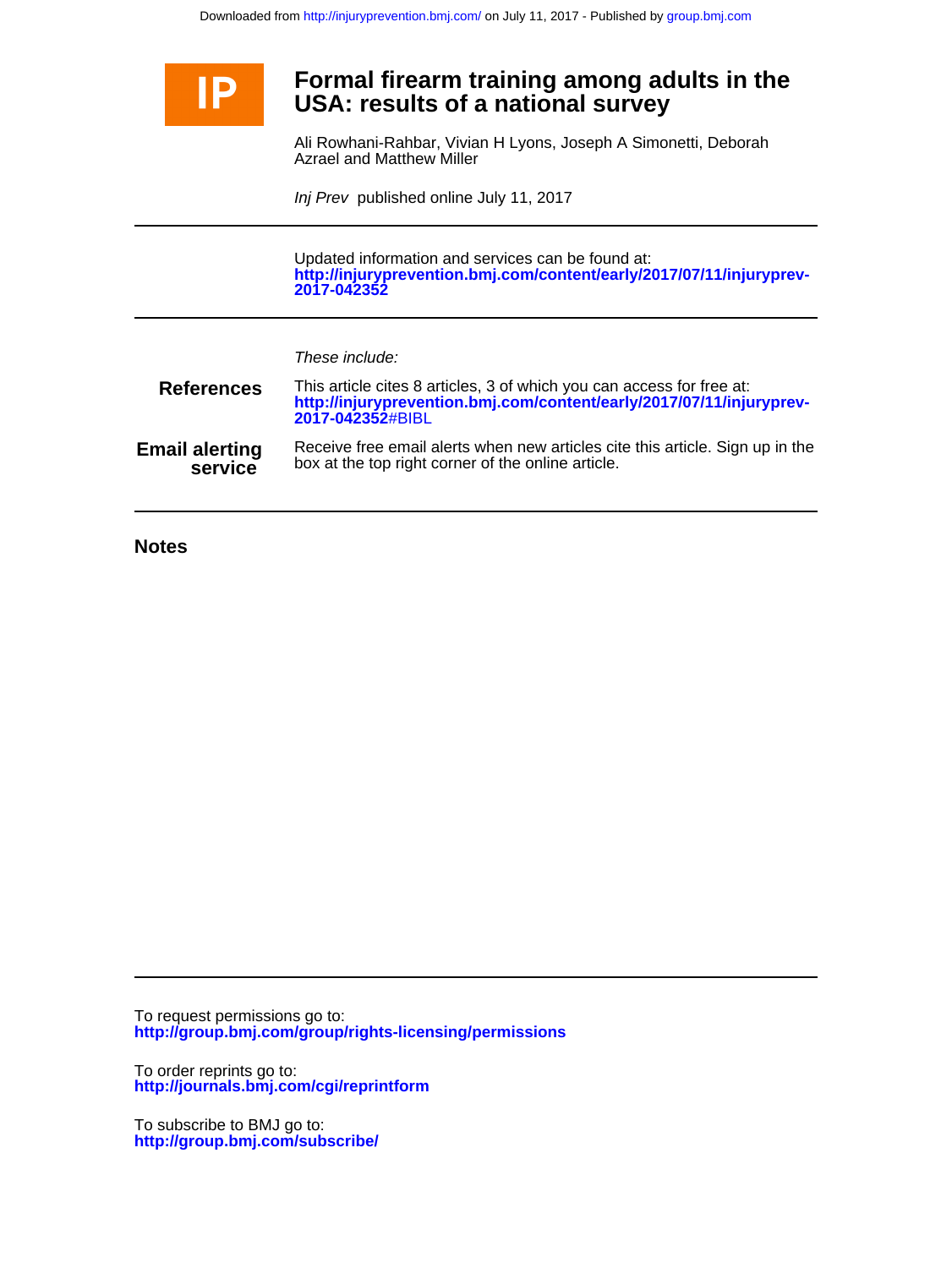Downloaded from http://injuryprevention.bmj.com/ on July 11, 2017 - Published by group.bmj.com

**IP**

# Formal firearm training among adults in the USA: results of a national survey

Ali Rowhani-Rahbar, Vivian H Lyons, Joseph A Simonetti, Deborah Azrael and Matthew Miller

*Inj Prev* published online July 11, 2017

Updated information and services can be found at:
**http://injuryprevention.bmj.com/content/early/2017/07/11/injuryprev-2017-042352**

*These include:*

**References**

This article cites 8 articles, 3 of which you can access for free at:
**http://injuryprevention.bmj.com/content/early/2017/07/11/injuryprev-2017-042352**#BIBL

**Email alerting service**

Receive free email alerts when new articles cite this article. Sign up in the box at the top right corner of the online article.

## Notes

To request permissions go to:
**http://group.bmj.com/group/rights-licensing/permissions**

To order reprints go to:
**http://journals.bmj.com/cgi/reprintform**

To subscribe to BMJ go to:
**http://group.bmj.com/subscribe/**